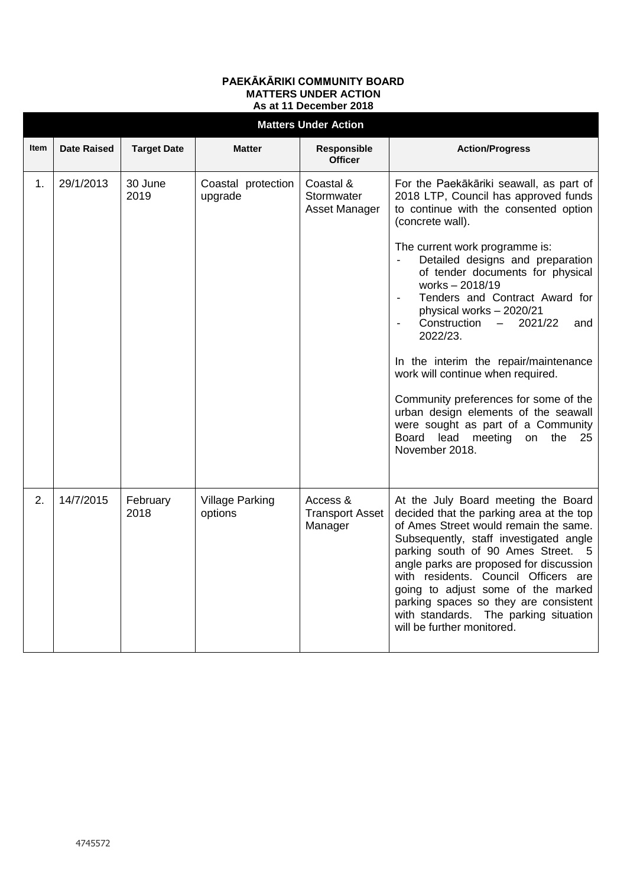**PAEKĀKĀRIKI COMMUNITY BOARD**
**MATTERS UNDER ACTION**
**As at 11 December 2018**

| Item | Date Raised | Target Date | Matter | Responsible Officer | Action/Progress |
|---|---|---|---|---|---|
| 1. | 29/1/2013 | 30 June 2019 | Coastal protection upgrade | Coastal & Stormwater Asset Manager | For the Paekākāriki seawall, as part of 2018 LTP, Council has approved funds to continue with the consented option (concrete wall).<br><br>The current work programme is:<br>- Detailed designs and preparation of tender documents for physical works – 2018/19<br>- Tenders and Contract Award for physical works – 2020/21<br>- Construction – 2021/22 and 2022/23.<br><br>In the interim the repair/maintenance work will continue when required.<br><br>Community preferences for some of the urban design elements of the seawall were sought as part of a Community Board lead meeting on the 25 November 2018. |
| 2. | 14/7/2015 | February 2018 | Village Parking options | Access & Transport Asset Manager | At the July Board meeting the Board decided that the parking area at the top of Ames Street would remain the same. Subsequently, staff investigated angle parking south of 90 Ames Street. 5 angle parks are proposed for discussion with residents. Council Officers are going to adjust some of the marked parking spaces so they are consistent with standards. The parking situation will be further monitored. |

4745572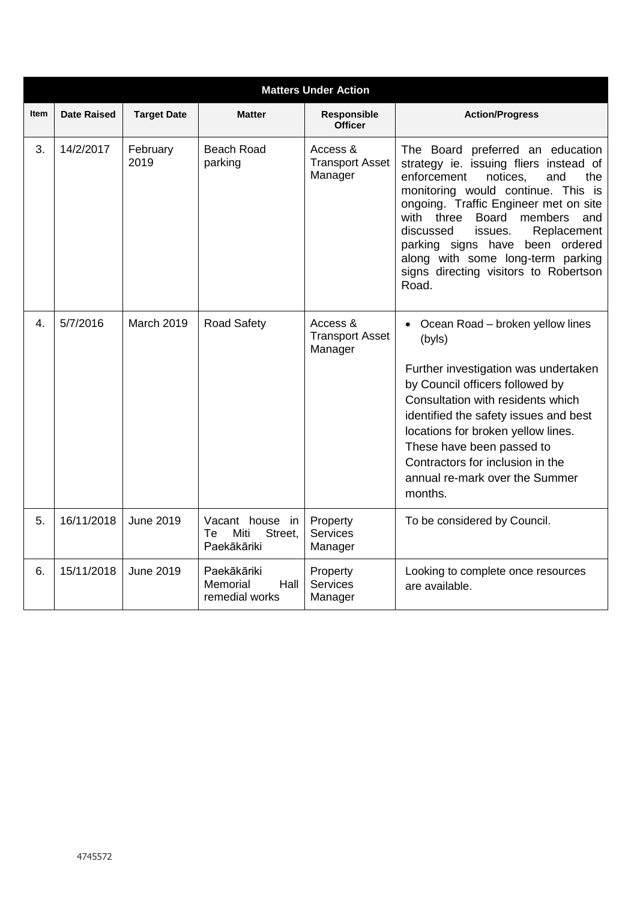| Matters Under Action | | | | | |
|---|---|---|---|---|---|
| Item | Date Raised | Target Date | Matter | Responsible Officer | Action/Progress |
| 3. | 14/2/2017 | February 2019 | Beach Road parking | Access & Transport Asset Manager | The Board preferred an education strategy ie. issuing fliers instead of enforcement notices, and the monitoring would continue. This is ongoing. Traffic Engineer met on site with three Board members and discussed issues. Replacement parking signs have been ordered along with some long-term parking signs directing visitors to Robertson Road. |
| 4. | 5/7/2016 | March 2019 | Road Safety | Access & Transport Asset Manager | • Ocean Road – broken yellow lines (byls)<br><br>Further investigation was undertaken by Council officers followed by Consultation with residents which identified the safety issues and best locations for broken yellow lines. These have been passed to Contractors for inclusion in the annual re-mark over the Summer months. |
| 5. | 16/11/2018 | June 2019 | Vacant house in Te Miti Street, Paekākāriki | Property Services Manager | To be considered by Council. |
| 6. | 15/11/2018 | June 2019 | Paekākāriki Memorial Hall remedial works | Property Services Manager | Looking to complete once resources are available. |

4745572